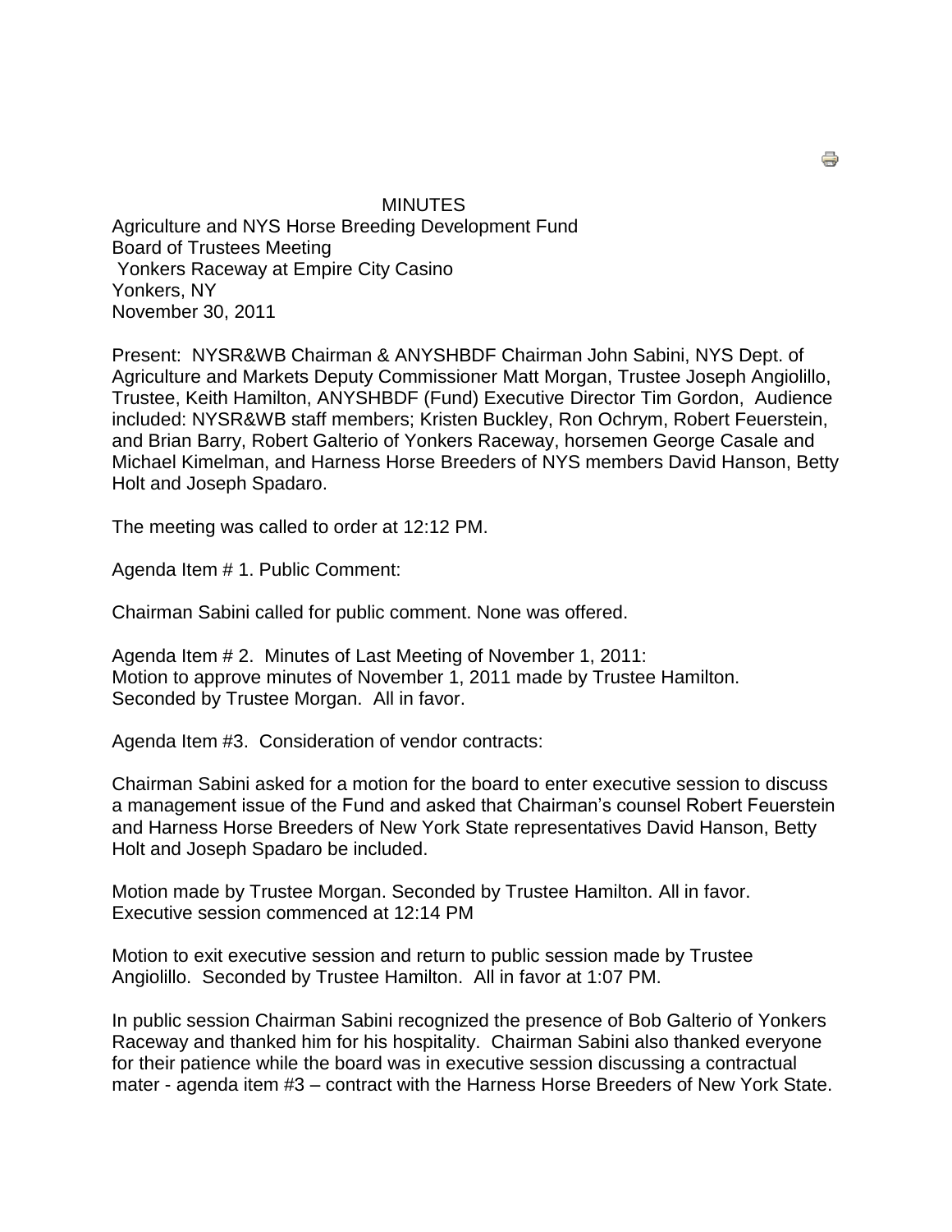# MINUTES

Agriculture and NYS Horse Breeding Development Fund
Board of Trustees Meeting
Yonkers Raceway at Empire City Casino
Yonkers, NY
November 30, 2011

Present: NYSR&WB Chairman & ANYSHBDF Chairman John Sabini, NYS Dept. of Agriculture and Markets Deputy Commissioner Matt Morgan, Trustee Joseph Angiolillo, Trustee, Keith Hamilton, ANYSHBDF (Fund) Executive Director Tim Gordon, Audience included: NYSR&WB staff members; Kristen Buckley, Ron Ochrym, Robert Feuerstein, and Brian Barry, Robert Galterio of Yonkers Raceway, horsemen George Casale and Michael Kimelman, and Harness Horse Breeders of NYS members David Hanson, Betty Holt and Joseph Spadaro.

The meeting was called to order at 12:12 PM.

Agenda Item # 1. Public Comment:

Chairman Sabini called for public comment. None was offered.

Agenda Item # 2. Minutes of Last Meeting of November 1, 2011:
Motion to approve minutes of November 1, 2011 made by Trustee Hamilton. Seconded by Trustee Morgan. All in favor.

Agenda Item #3. Consideration of vendor contracts:

Chairman Sabini asked for a motion for the board to enter executive session to discuss a management issue of the Fund and asked that Chairman's counsel Robert Feuerstein and Harness Horse Breeders of New York State representatives David Hanson, Betty Holt and Joseph Spadaro be included.

Motion made by Trustee Morgan. Seconded by Trustee Hamilton. All in favor. Executive session commenced at 12:14 PM

Motion to exit executive session and return to public session made by Trustee Angiolillo. Seconded by Trustee Hamilton. All in favor at 1:07 PM.

In public session Chairman Sabini recognized the presence of Bob Galterio of Yonkers Raceway and thanked him for his hospitality. Chairman Sabini also thanked everyone for their patience while the board was in executive session discussing a contractual mater - agenda item #3 – contract with the Harness Horse Breeders of New York State.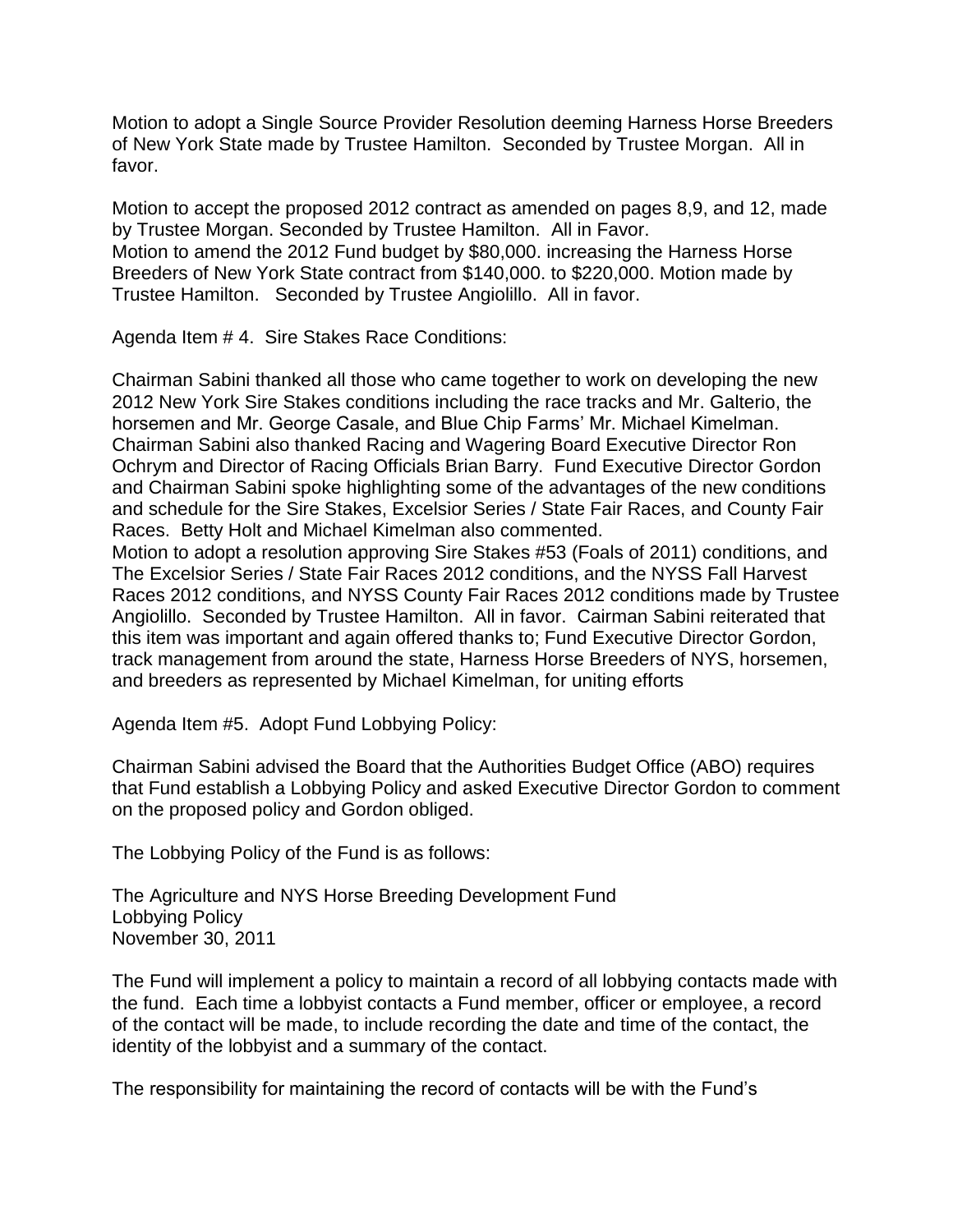Motion to adopt a Single Source Provider Resolution deeming Harness Horse Breeders of New York State made by Trustee Hamilton. Seconded by Trustee Morgan. All in favor.

Motion to accept the proposed 2012 contract as amended on pages 8,9, and 12, made by Trustee Morgan. Seconded by Trustee Hamilton. All in Favor.
Motion to amend the 2012 Fund budget by $80,000. increasing the Harness Horse Breeders of New York State contract from $140,000. to $220,000. Motion made by Trustee Hamilton. Seconded by Trustee Angiolillo. All in favor.

Agenda Item # 4. Sire Stakes Race Conditions:

Chairman Sabini thanked all those who came together to work on developing the new 2012 New York Sire Stakes conditions including the race tracks and Mr. Galterio, the horsemen and Mr. George Casale, and Blue Chip Farms' Mr. Michael Kimelman. Chairman Sabini also thanked Racing and Wagering Board Executive Director Ron Ochrym and Director of Racing Officials Brian Barry. Fund Executive Director Gordon and Chairman Sabini spoke highlighting some of the advantages of the new conditions and schedule for the Sire Stakes, Excelsior Series / State Fair Races, and County Fair Races. Betty Holt and Michael Kimelman also commented.
Motion to adopt a resolution approving Sire Stakes #53 (Foals of 2011) conditions, and The Excelsior Series / State Fair Races 2012 conditions, and the NYSS Fall Harvest Races 2012 conditions, and NYSS County Fair Races 2012 conditions made by Trustee Angiolillo. Seconded by Trustee Hamilton. All in favor. Cairman Sabini reiterated that this item was important and again offered thanks to; Fund Executive Director Gordon, track management from around the state, Harness Horse Breeders of NYS, horsemen, and breeders as represented by Michael Kimelman, for uniting efforts

Agenda Item #5. Adopt Fund Lobbying Policy:

Chairman Sabini advised the Board that the Authorities Budget Office (ABO) requires that Fund establish a Lobbying Policy and asked Executive Director Gordon to comment on the proposed policy and Gordon obliged.

The Lobbying Policy of the Fund is as follows:

The Agriculture and NYS Horse Breeding Development Fund
Lobbying Policy
November 30, 2011

The Fund will implement a policy to maintain a record of all lobbying contacts made with the fund. Each time a lobbyist contacts a Fund member, officer or employee, a record of the contact will be made, to include recording the date and time of the contact, the identity of the lobbyist and a summary of the contact.

The responsibility for maintaining the record of contacts will be with the Fund's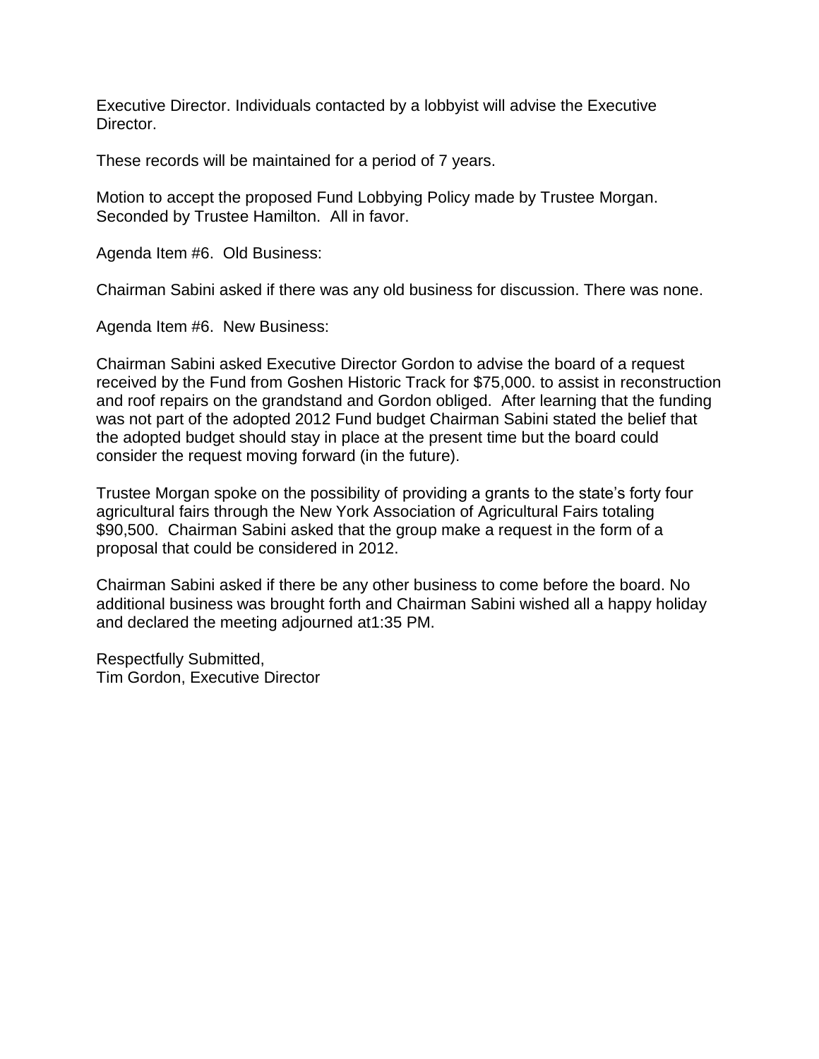Executive Director. Individuals contacted by a lobbyist will advise the Executive Director.

These records will be maintained for a period of 7 years.

Motion to accept the proposed Fund Lobbying Policy made by Trustee Morgan. Seconded by Trustee Hamilton. All in favor.

Agenda Item #6. Old Business:

Chairman Sabini asked if there was any old business for discussion. There was none.

Agenda Item #6. New Business:

Chairman Sabini asked Executive Director Gordon to advise the board of a request received by the Fund from Goshen Historic Track for $75,000. to assist in reconstruction and roof repairs on the grandstand and Gordon obliged. After learning that the funding was not part of the adopted 2012 Fund budget Chairman Sabini stated the belief that the adopted budget should stay in place at the present time but the board could consider the request moving forward (in the future).

Trustee Morgan spoke on the possibility of providing a grants to the state's forty four agricultural fairs through the New York Association of Agricultural Fairs totaling $90,500. Chairman Sabini asked that the group make a request in the form of a proposal that could be considered in 2012.

Chairman Sabini asked if there be any other business to come before the board. No additional business was brought forth and Chairman Sabini wished all a happy holiday and declared the meeting adjourned at1:35 PM.

Respectfully Submitted,
Tim Gordon, Executive Director